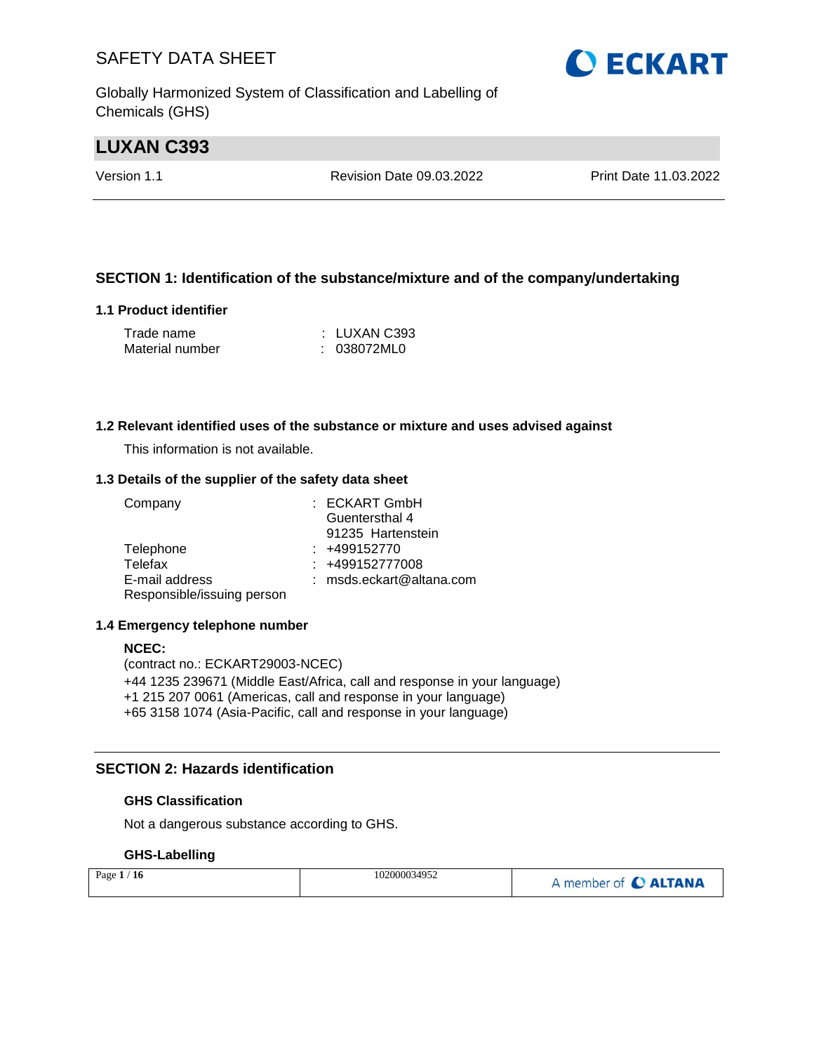# LUXAN C393

| Version 1.1 | Revision Date 09.03.2022 | Print Date 11.03.2022 |
| --- | --- | --- |

## SECTION 1: Identification of the substance/mixture and of the company/undertaking

### 1.1 Product identifier

| | |
| --- | --- |
| Trade name | : LUXAN C393 |
| Material number | : 038072ML0 |

### 1.2 Relevant identified uses of the substance or mixture and uses advised against

This information is not available.

### 1.3 Details of the supplier of the safety data sheet

| | |
| --- | --- |
| Company | : ECKART GmbH<br>Guentersthal 4<br>91235 Hartenstein |
| Telephone | : +499152770 |
| Telefax | : +499152777008 |
| E-mail address | : msds.eckart@altana.com |
| Responsible/issuing person | |

### 1.4 Emergency telephone number

**NCEC:**
(contract no.: ECKART29003-NCEC)
+44 1235 239671 (Middle East/Africa, call and response in your language)
+1 215 207 0061 (Americas, call and response in your language)
+65 3158 1074 (Asia-Pacific, call and response in your language)

## SECTION 2: Hazards identification

### GHS Classification

Not a dangerous substance according to GHS.

### GHS-Labelling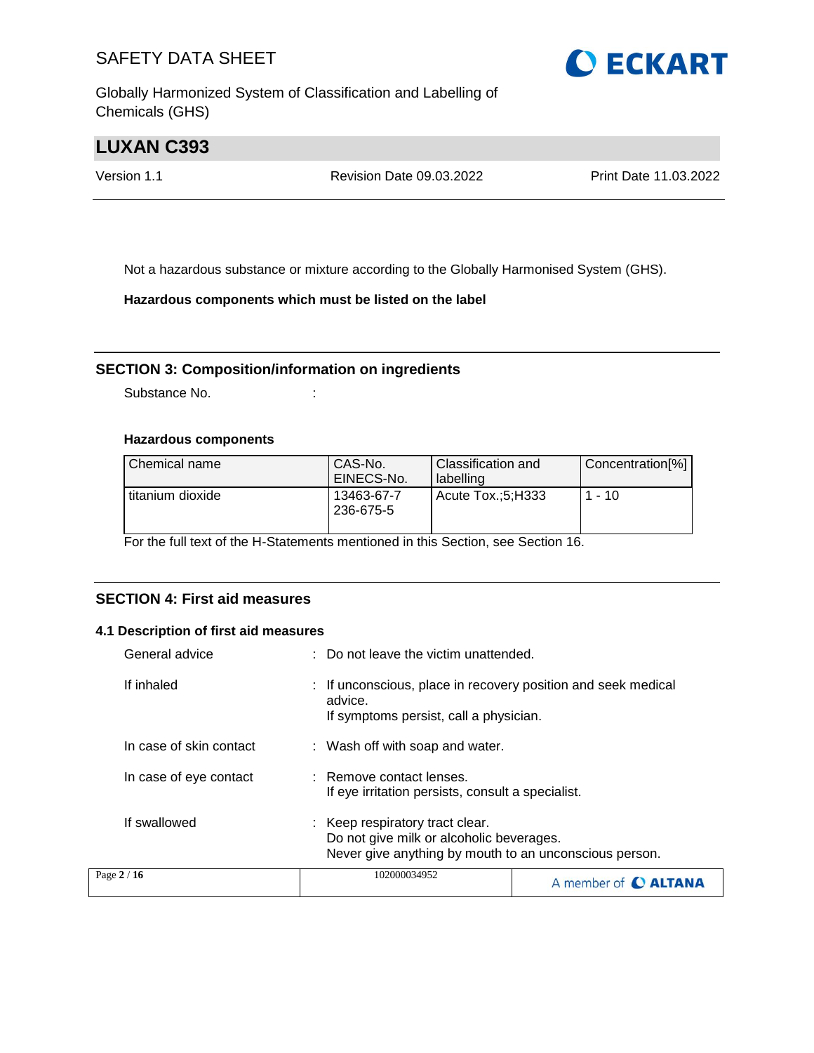Not a hazardous substance or mixture according to the Globally Harmonised System (GHS).

**Hazardous components which must be listed on the label**

## SECTION 3: Composition/information on ingredients

Substance No. :

**Hazardous components**

| Chemical name | CAS-No.<br>EINECS-No. | Classification and labelling | Concentration[%] |
|---|---|---|---|
| titanium dioxide | 13463-67-7<br>236-675-5 | Acute Tox.;5;H333 | 1 - 10 |

For the full text of the H-Statements mentioned in this Section, see Section 16.

## SECTION 4: First aid measures

### 4.1 Description of first aid measures

General advice : Do not leave the victim unattended.

If inhaled : If unconscious, place in recovery position and seek medical advice.
If symptoms persist, call a physician.

In case of skin contact : Wash off with soap and water.

In case of eye contact : Remove contact lenses.
If eye irritation persists, consult a specialist.

If swallowed : Keep respiratory tract clear.
Do not give milk or alcoholic beverages.
Never give anything by mouth to an unconscious person.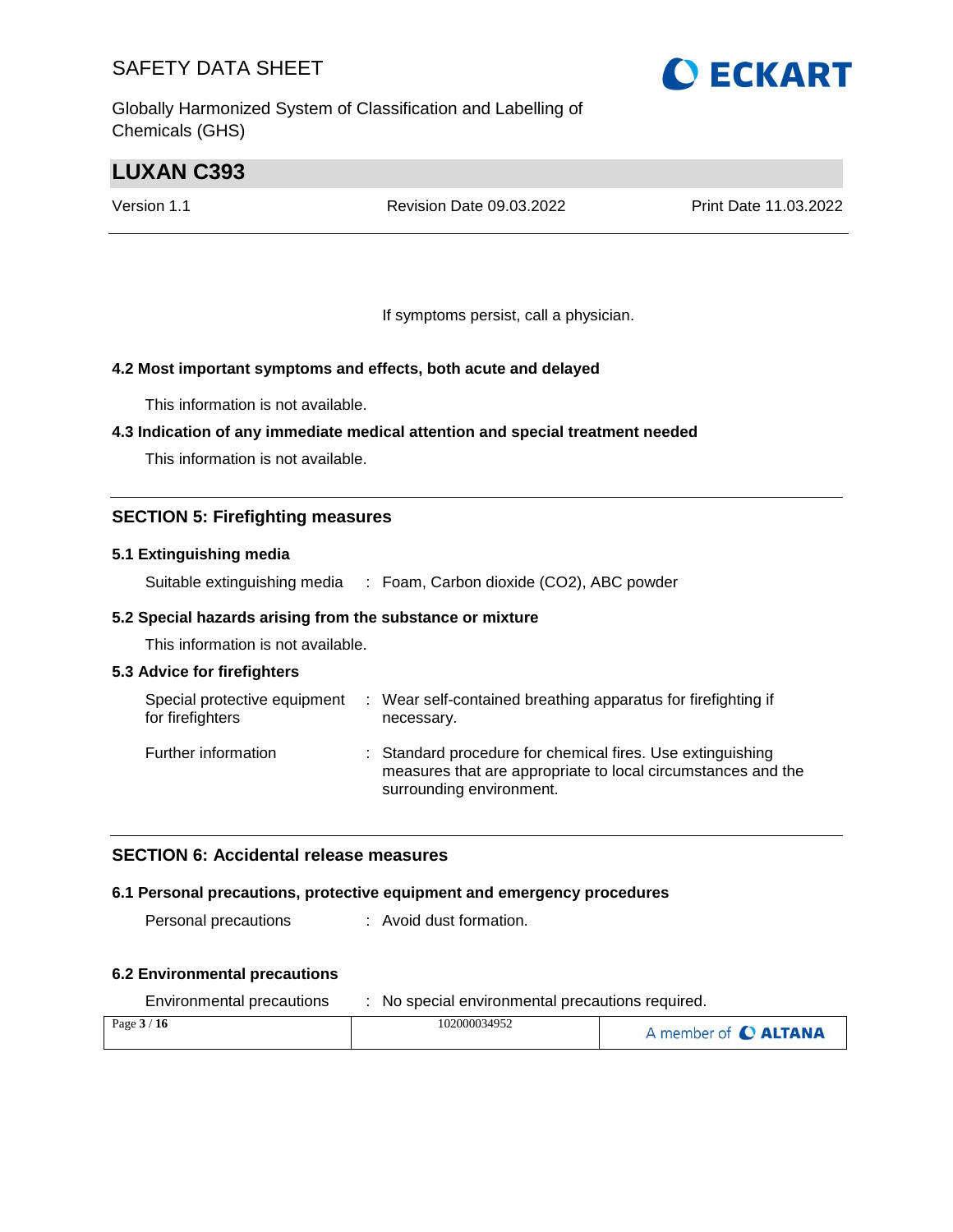If symptoms persist, call a physician.

### 4.2 Most important symptoms and effects, both acute and delayed

This information is not available.

### 4.3 Indication of any immediate medical attention and special treatment needed

This information is not available.

## SECTION 5: Firefighting measures

### 5.1 Extinguishing media

Suitable extinguishing media : Foam, Carbon dioxide ($CO_2$), ABC powder

### 5.2 Special hazards arising from the substance or mixture

This information is not available.

### 5.3 Advice for firefighters

Special protective equipment for firefighters : Wear self-contained breathing apparatus for firefighting if necessary.

Further information : Standard procedure for chemical fires. Use extinguishing measures that are appropriate to local circumstances and the surrounding environment.

## SECTION 6: Accidental release measures

### 6.1 Personal precautions, protective equipment and emergency procedures

Personal precautions : Avoid dust formation.

### 6.2 Environmental precautions

Environmental precautions : No special environmental precautions required.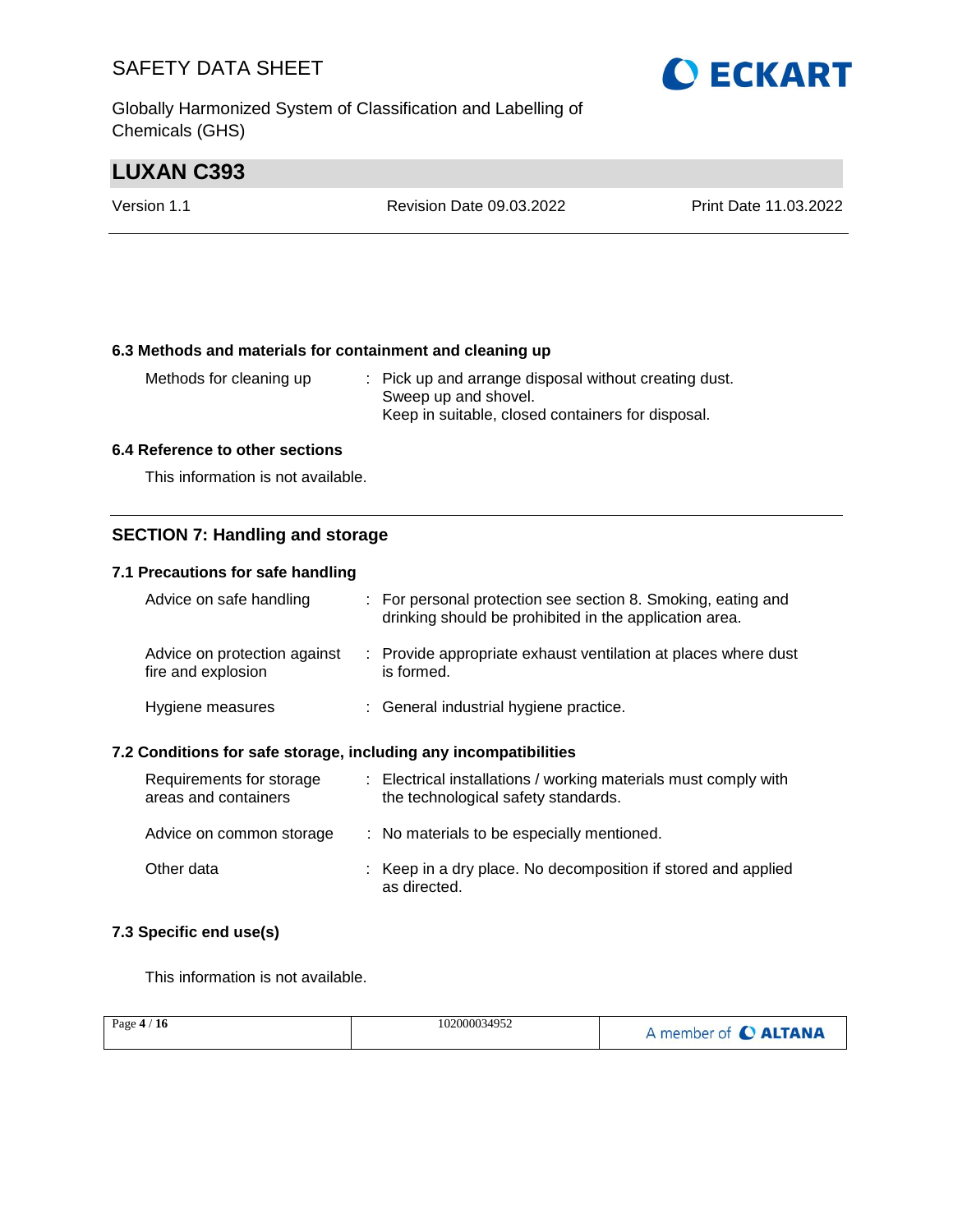### 6.3 Methods and materials for containment and cleaning up

| | |
|---|---|
| Methods for cleaning up | : Pick up and arrange disposal without creating dust. Sweep up and shovel. Keep in suitable, closed containers for disposal. |

### 6.4 Reference to other sections

This information is not available.

## SECTION 7: Handling and storage

### 7.1 Precautions for safe handling

| | |
|---|---|
| Advice on safe handling | : For personal protection see section 8. Smoking, eating and drinking should be prohibited in the application area. |
| Advice on protection against fire and explosion | : Provide appropriate exhaust ventilation at places where dust is formed. |
| Hygiene measures | : General industrial hygiene practice. |

### 7.2 Conditions for safe storage, including any incompatibilities

| | |
|---|---|
| Requirements for storage areas and containers | : Electrical installations / working materials must comply with the technological safety standards. |
| Advice on common storage | : No materials to be especially mentioned. |
| Other data | : Keep in a dry place. No decomposition if stored and applied as directed. |

### 7.3 Specific end use(s)

This information is not available.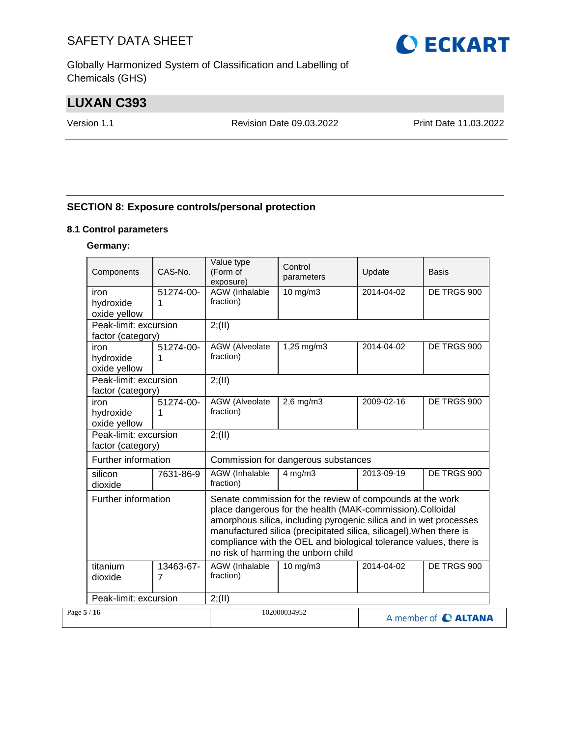## SECTION 8: Exposure controls/personal protection

### 8.1 Control parameters

**Germany:**

| Components | CAS-No. | Value type (Form of exposure) | Control parameters | Update | Basis |
|---|---|---|---|---|---|
| iron hydroxide oxide yellow | 51274-00-1 | AGW (Inhalable fraction) | 10 mg/m3 | 2014-04-02 | DE TRGS 900 |
| Peak-limit: excursion factor (category) | | 2;(II) | | | |
| iron hydroxide oxide yellow | 51274-00-1 | AGW (Alveolate fraction) | 1,25 mg/m3 | 2014-04-02 | DE TRGS 900 |
| Peak-limit: excursion factor (category) | | 2;(II) | | | |
| iron hydroxide oxide yellow | 51274-00-1 | AGW (Alveolate fraction) | 2,6 mg/m3 | 2009-02-16 | DE TRGS 900 |
| Peak-limit: excursion factor (category) | | 2;(II) | | | |
| Further information | | Commission for dangerous substances | | | |
| silicon dioxide | 7631-86-9 | AGW (Inhalable fraction) | 4 mg/m3 | 2013-09-19 | DE TRGS 900 |
| Further information | | Senate commission for the review of compounds at the work place dangerous for the health (MAK-commission).Colloidal amorphous silica, including pyrogenic silica and in wet processes manufactured silica (precipitated silica, silicagel).When there is compliance with the OEL and biological tolerance values, there is no risk of harming the unborn child | | | |
| titanium dioxide | 13463-67-7 | AGW (Inhalable fraction) | 10 mg/m3 | 2014-04-02 | DE TRGS 900 |
| Peak-limit: excursion | | 2;(II) | | | |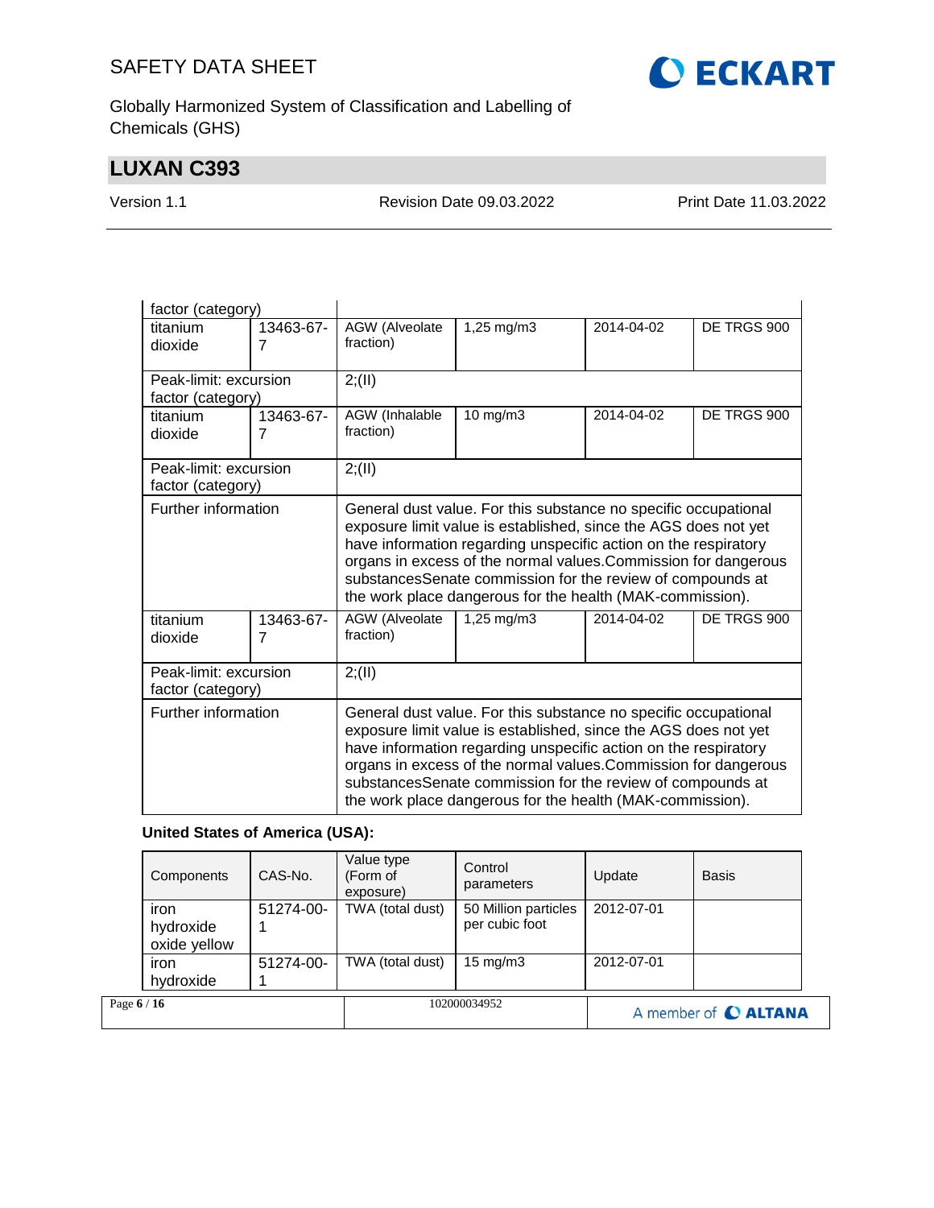| | | | | | |
|---|---|---|---|---|---|
| Peak-limit: excursion factor (category) | | | | | |
| titanium dioxide | 13463-67-7 | AGW (Alveolate fraction) | 1,25 mg/m3 | 2014-04-02 | DE TRGS 900 |
| Peak-limit: excursion factor (category) | | 2;(II) | | | |
| titanium dioxide | 13463-67-7 | AGW (Inhalable fraction) | 10 mg/m3 | 2014-04-02 | DE TRGS 900 |
| Peak-limit: excursion factor (category) | | 2;(II) | | | |
| Further information | | General dust value. For this substance no specific occupational exposure limit value is established, since the AGS does not yet have information regarding unspecific action on the respiratory organs in excess of the normal values.Commission for dangerous substancesSenate commission for the review of compounds at the work place dangerous for the health (MAK-commission). | | | |
| titanium dioxide | 13463-67-7 | AGW (Alveolate fraction) | 1,25 mg/m3 | 2014-04-02 | DE TRGS 900 |
| Peak-limit: excursion factor (category) | | 2;(II) | | | |
| Further information | | General dust value. For this substance no specific occupational exposure limit value is established, since the AGS does not yet have information regarding unspecific action on the respiratory organs in excess of the normal values.Commission for dangerous substancesSenate commission for the review of compounds at the work place dangerous for the health (MAK-commission). | | | |

**United States of America (USA):**

| Components | CAS-No. | Value type (Form of exposure) | Control parameters | Update | Basis |
|---|---|---|---|---|---|
| iron hydroxide oxide yellow | 51274-00-1 | TWA (total dust) | 50 Million particles per cubic foot | 2012-07-01 | |
| iron hydroxide | 51274-00-1 | TWA (total dust) | 15 mg/m3 | 2012-07-01 | |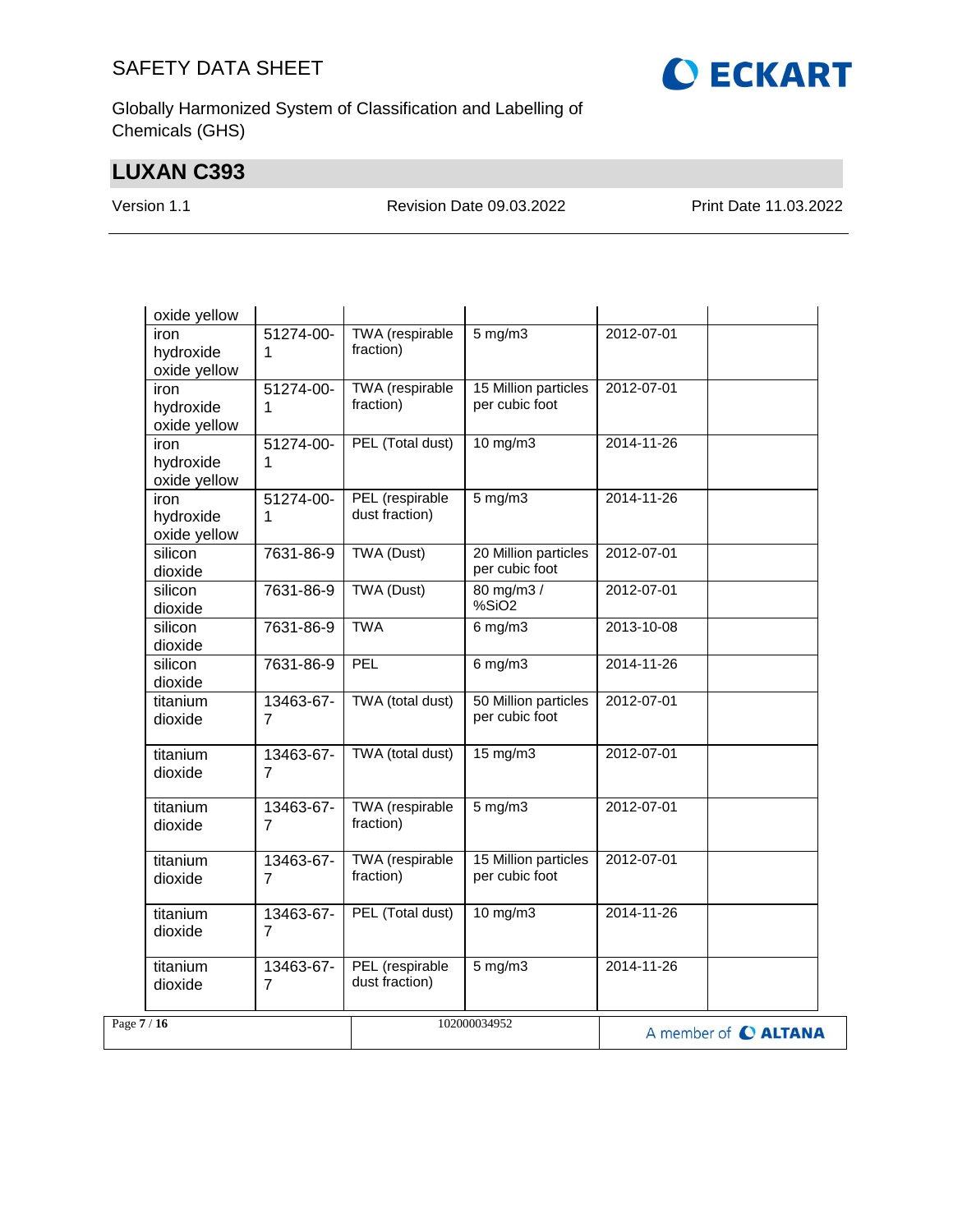| | | | | | |
|---|---|---|---|---|---|
| oxide yellow | | | | | |
| iron hydroxide oxide yellow | 51274-00-1 | TWA (respirable fraction) | 5 mg/m3 | 2012-07-01 | |
| iron hydroxide oxide yellow | 51274-00-1 | TWA (respirable fraction) | 15 Million particles per cubic foot | 2012-07-01 | |
| iron hydroxide oxide yellow | 51274-00-1 | PEL (Total dust) | 10 mg/m3 | 2014-11-26 | |
| iron hydroxide oxide yellow | 51274-00-1 | PEL (respirable dust fraction) | 5 mg/m3 | 2014-11-26 | |
| silicon dioxide | 7631-86-9 | TWA (Dust) | 20 Million particles per cubic foot | 2012-07-01 | |
| silicon dioxide | 7631-86-9 | TWA (Dust) | 80 mg/m3 / %SiO2 | 2012-07-01 | |
| silicon dioxide | 7631-86-9 | TWA | 6 mg/m3 | 2013-10-08 | |
| silicon dioxide | 7631-86-9 | PEL | 6 mg/m3 | 2014-11-26 | |
| titanium dioxide | 13463-67-7 | TWA (total dust) | 50 Million particles per cubic foot | 2012-07-01 | |
| titanium dioxide | 13463-67-7 | TWA (total dust) | 15 mg/m3 | 2012-07-01 | |
| titanium dioxide | 13463-67-7 | TWA (respirable fraction) | 5 mg/m3 | 2012-07-01 | |
| titanium dioxide | 13463-67-7 | TWA (respirable fraction) | 15 Million particles per cubic foot | 2012-07-01 | |
| titanium dioxide | 13463-67-7 | PEL (Total dust) | 10 mg/m3 | 2014-11-26 | |
| titanium dioxide | 13463-67-7 | PEL (respirable dust fraction) | 5 mg/m3 | 2014-11-26 | |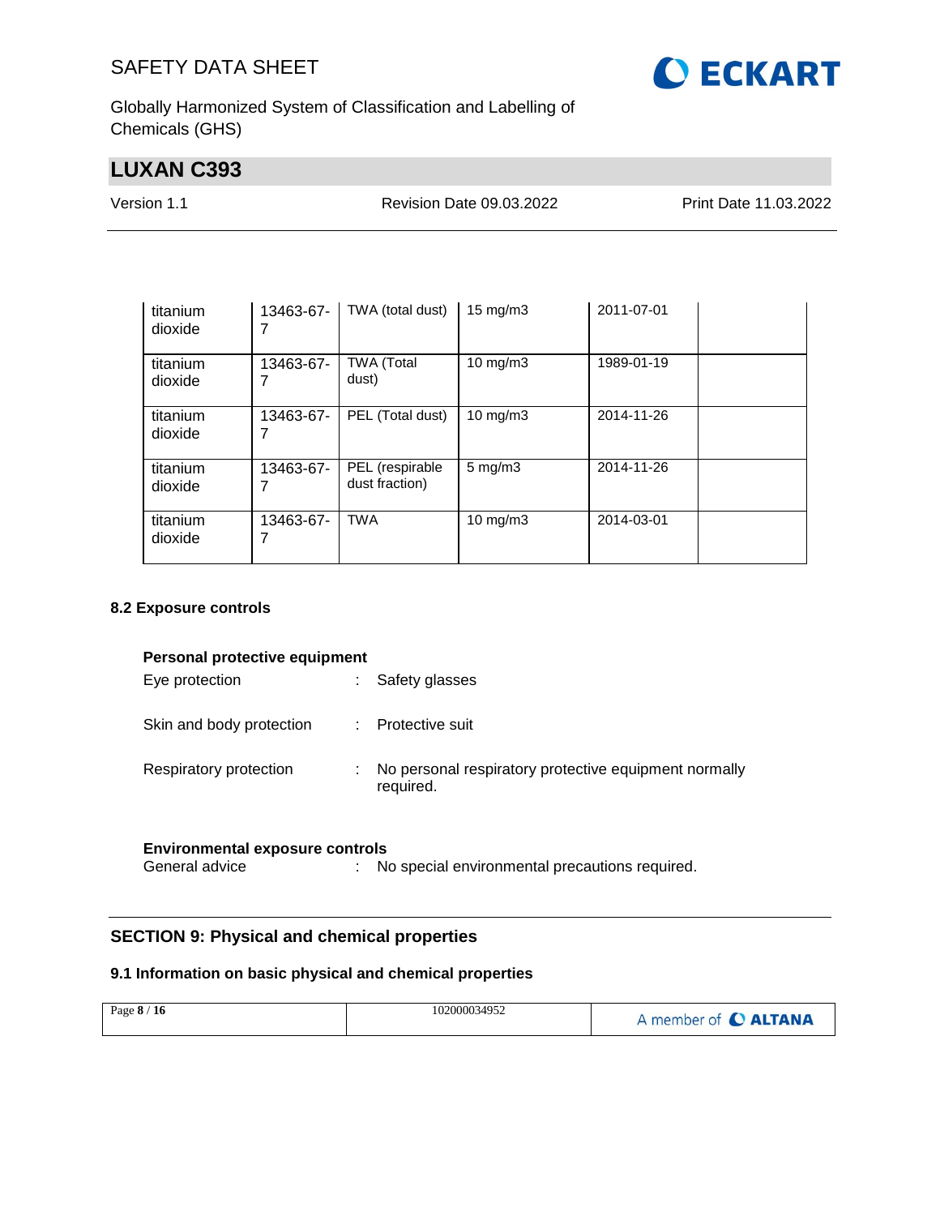| titanium dioxide | 13463-67-7 | TWA (total dust) | 15 mg/m3 | 2011-07-01 | |
|---|---|---|---|---|---|
| titanium dioxide | 13463-67-7 | TWA (Total dust) | 10 mg/m3 | 1989-01-19 | |
| titanium dioxide | 13463-67-7 | PEL (Total dust) | 10 mg/m3 | 2014-11-26 | |
| titanium dioxide | 13463-67-7 | PEL (respirable dust fraction) | 5 mg/m3 | 2014-11-26 | |
| titanium dioxide | 13463-67-7 | TWA | 10 mg/m3 | 2014-03-01 | |

### 8.2 Exposure controls

**Personal protective equipment**

Eye protection : Safety glasses

Skin and body protection : Protective suit

Respiratory protection : No personal respiratory protective equipment normally required.

**Environmental exposure controls**

General advice : No special environmental precautions required.

## SECTION 9: Physical and chemical properties

### 9.1 Information on basic physical and chemical properties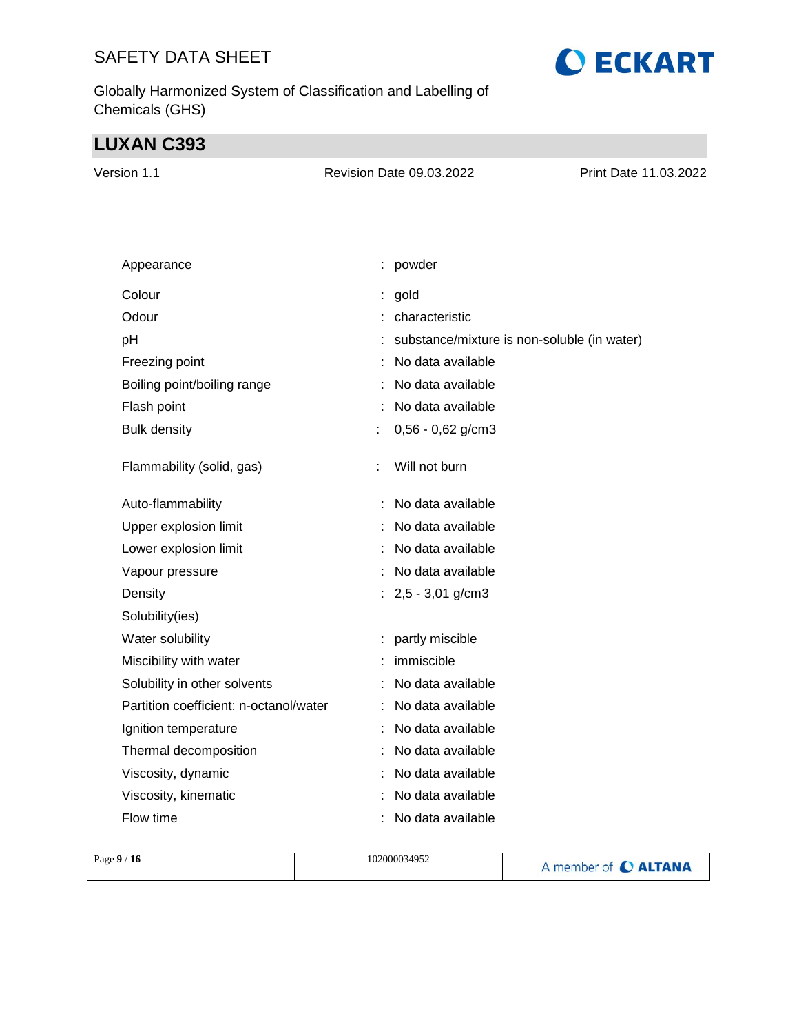| | | |
|---|---|---|
| Appearance | : | powder |
| Colour | : | gold |
| Odour | : | characteristic |
| pH | : | substance/mixture is non-soluble (in water) |
| Freezing point | : | No data available |
| Boiling point/boiling range | : | No data available |
| Flash point | : | No data available |
| Bulk density | : | 0,56 - 0,62 g/cm3 |
| Flammability (solid, gas) | : | Will not burn |
| Auto-flammability | : | No data available |
| Upper explosion limit | : | No data available |
| Lower explosion limit | : | No data available |
| Vapour pressure | : | No data available |
| Density | : | 2,5 - 3,01 g/cm3 |
| Solubility(ies) | | |
| Water solubility | : | partly miscible |
| Miscibility with water | : | immiscible |
| Solubility in other solvents | : | No data available |
| Partition coefficient: n-octanol/water | : | No data available |
| Ignition temperature | : | No data available |
| Thermal decomposition | : | No data available |
| Viscosity, dynamic | : | No data available |
| Viscosity, kinematic | : | No data available |
| Flow time | : | No data available |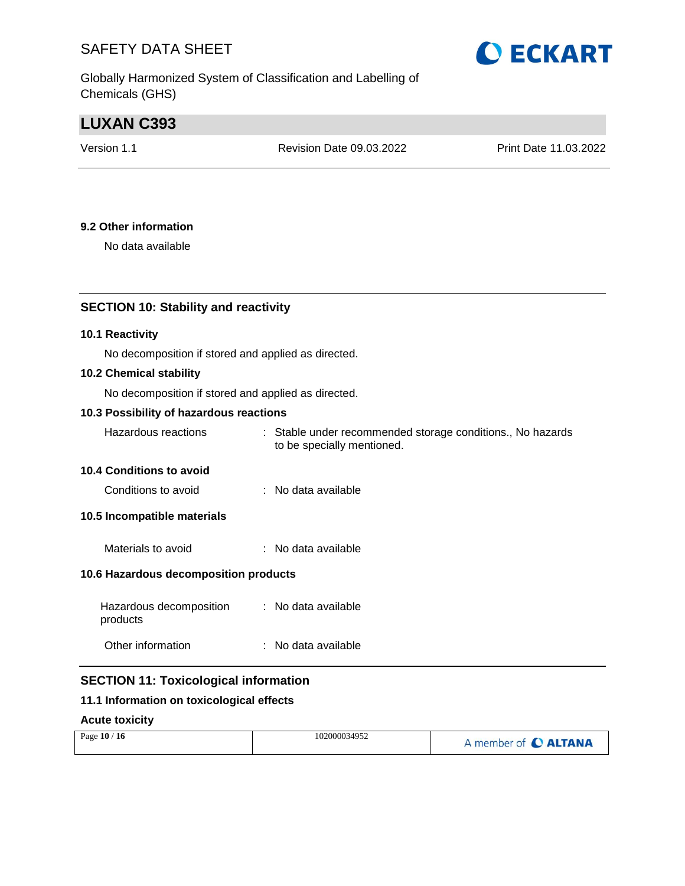### 9.2 Other information

No data available

## SECTION 10: Stability and reactivity

### 10.1 Reactivity

No decomposition if stored and applied as directed.

### 10.2 Chemical stability

No decomposition if stored and applied as directed.

### 10.3 Possibility of hazardous reactions

Hazardous reactions : Stable under recommended storage conditions., No hazards to be specially mentioned.

### 10.4 Conditions to avoid

Conditions to avoid : No data available

### 10.5 Incompatible materials

Materials to avoid : No data available

### 10.6 Hazardous decomposition products

Hazardous decomposition products : No data available

Other information : No data available

## SECTION 11: Toxicological information

### 11.1 Information on toxicological effects

**Acute toxicity**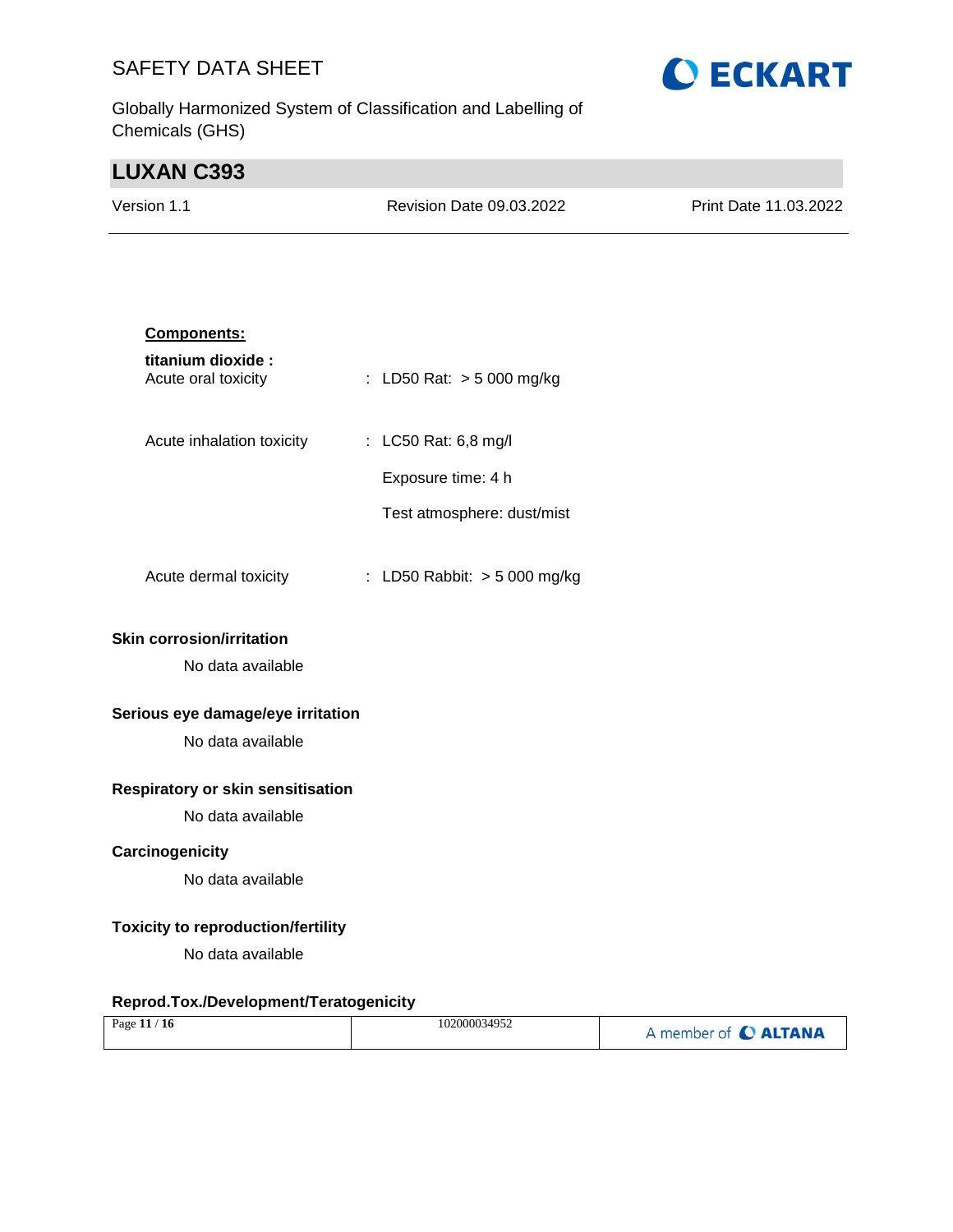**Components:**

**titanium dioxide :**

| | | |
|---|---|---|
| Acute oral toxicity | : | LD50 Rat: > 5 000 mg/kg |
| Acute inhalation toxicity | : | LC50 Rat: 6,8 mg/l<br>Exposure time: 4 h<br>Test atmosphere: dust/mist |
| Acute dermal toxicity | : | LD50 Rabbit: > 5 000 mg/kg |

**Skin corrosion/irritation**

No data available

**Serious eye damage/eye irritation**

No data available

**Respiratory or skin sensitisation**

No data available

**Carcinogenicity**

No data available

**Toxicity to reproduction/fertility**

No data available

**Reprod.Tox./Development/Teratogenicity**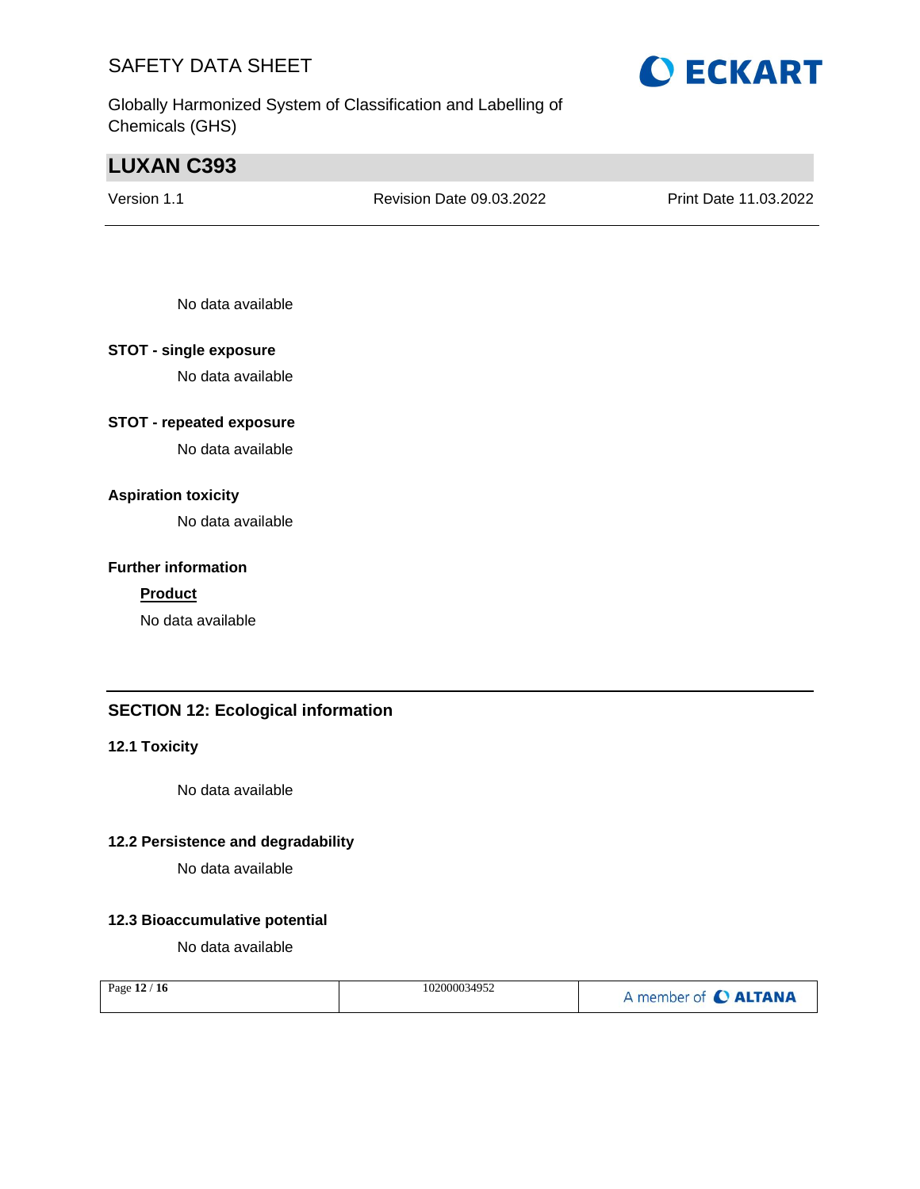No data available

**STOT - single exposure**

No data available

**STOT - repeated exposure**

No data available

**Aspiration toxicity**

No data available

**Further information**

**Product**

No data available

## SECTION 12: Ecological information

### 12.1 Toxicity

No data available

### 12.2 Persistence and degradability

No data available

### 12.3 Bioaccumulative potential

No data available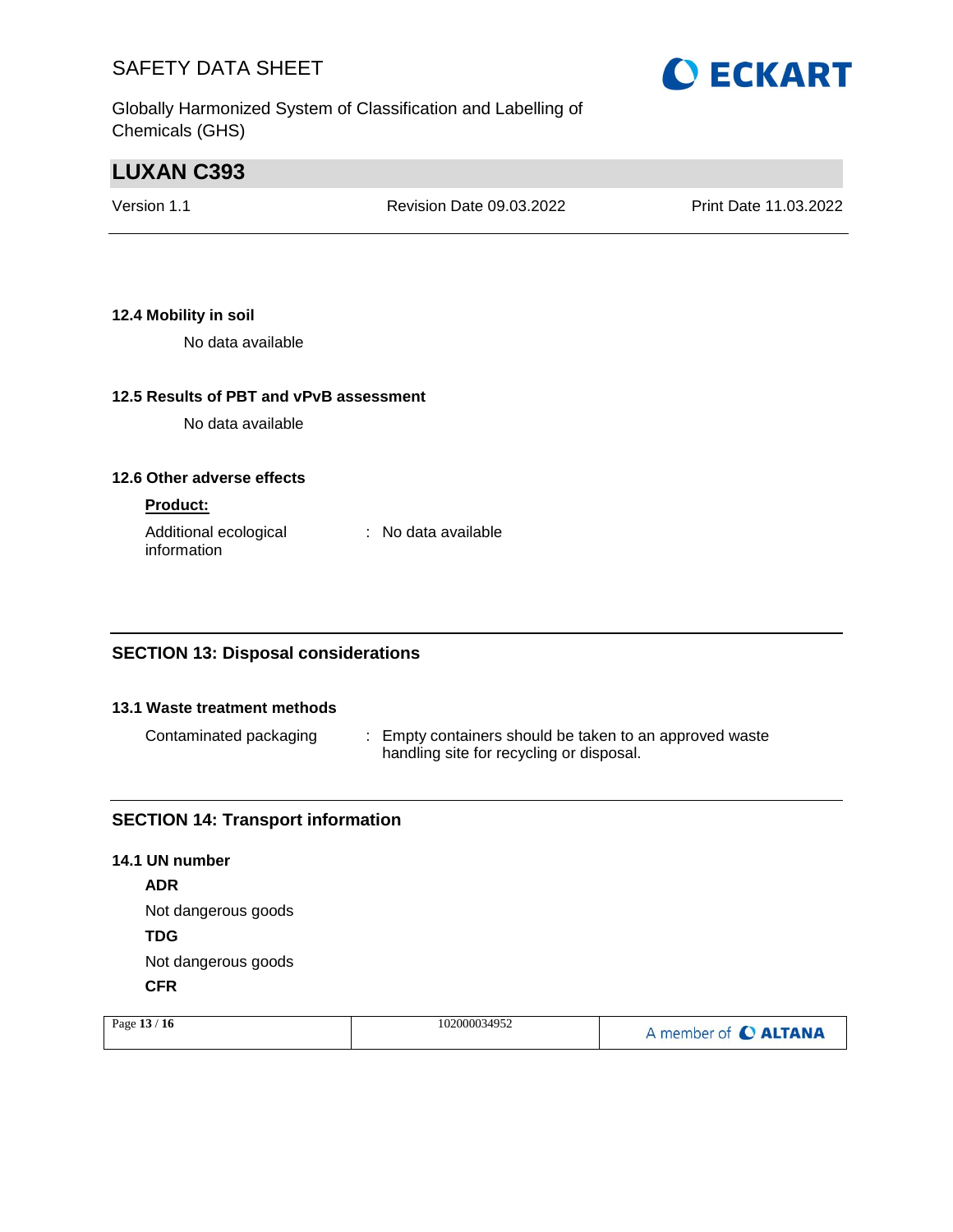### 12.4 Mobility in soil

No data available

### 12.5 Results of PBT and vPvB assessment

No data available

### 12.6 Other adverse effects

**Product:**

Additional ecological information : No data available

## SECTION 13: Disposal considerations

### 13.1 Waste treatment methods

Contaminated packaging : Empty containers should be taken to an approved waste handling site for recycling or disposal.

## SECTION 14: Transport information

### 14.1 UN number

**ADR**

Not dangerous goods

**TDG**

Not dangerous goods

**CFR**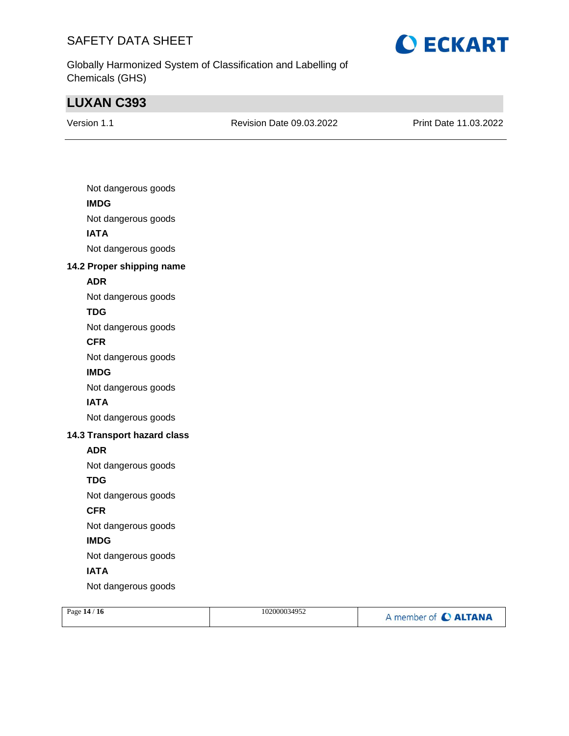Not dangerous goods

**IMDG**

Not dangerous goods

**IATA**

Not dangerous goods

### 14.2 Proper shipping name

**ADR**

Not dangerous goods

**TDG**

Not dangerous goods

**CFR**

Not dangerous goods

**IMDG**

Not dangerous goods

**IATA**

Not dangerous goods

### 14.3 Transport hazard class

**ADR**

Not dangerous goods

**TDG**

Not dangerous goods

**CFR**

Not dangerous goods

**IMDG**

Not dangerous goods

**IATA**

Not dangerous goods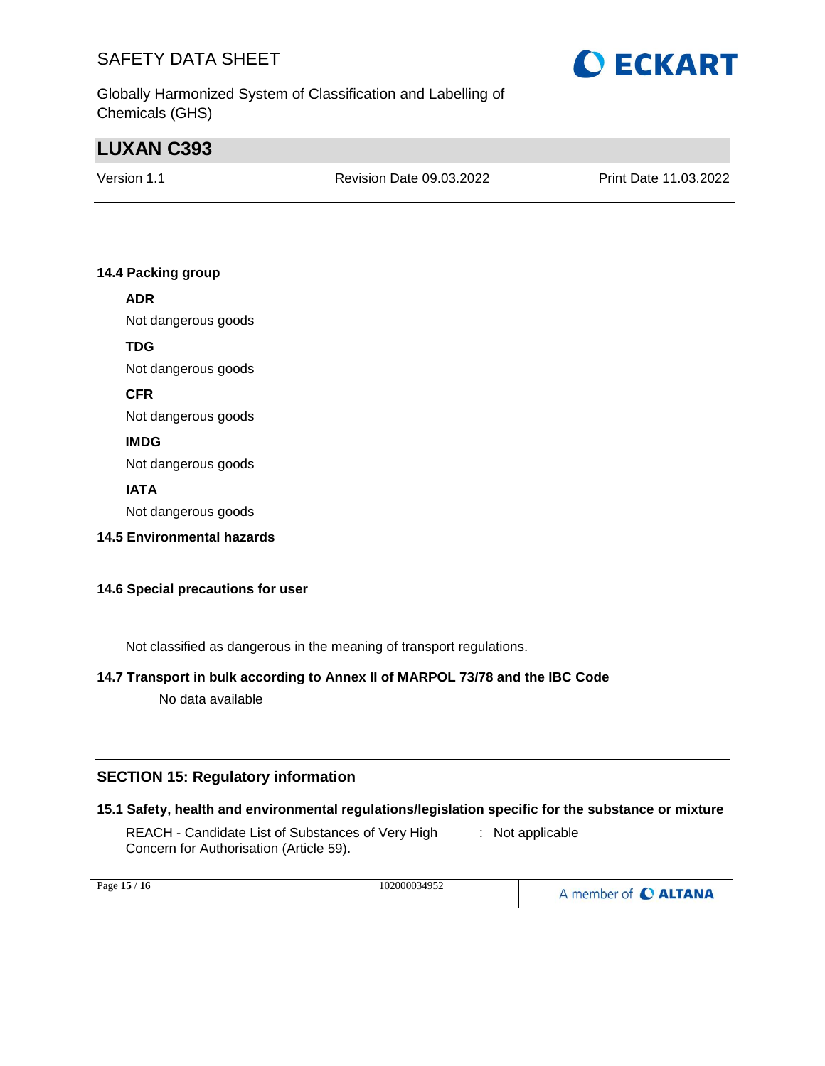### 14.4 Packing group

**ADR**

Not dangerous goods

**TDG**

Not dangerous goods

**CFR**

Not dangerous goods

**IMDG**

Not dangerous goods

**IATA**

Not dangerous goods

### 14.5 Environmental hazards

### 14.6 Special precautions for user

Not classified as dangerous in the meaning of transport regulations.

### 14.7 Transport in bulk according to Annex II of MARPOL 73/78 and the IBC Code

No data available

## SECTION 15: Regulatory information

### 15.1 Safety, health and environmental regulations/legislation specific for the substance or mixture

REACH - Candidate List of Substances of Very High Concern for Authorisation (Article 59). : Not applicable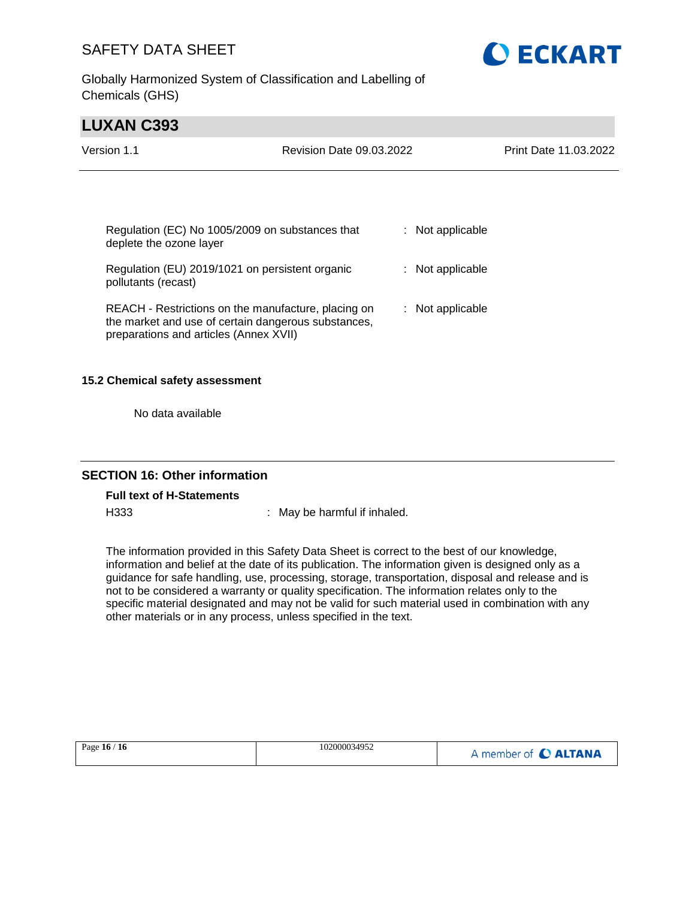| | | |
|---|---|---|
| Regulation (EC) No 1005/2009 on substances that deplete the ozone layer | : | Not applicable |
| Regulation (EU) 2019/1021 on persistent organic pollutants (recast) | : | Not applicable |
| REACH - Restrictions on the manufacture, placing on the market and use of certain dangerous substances, preparations and articles (Annex XVII) | : | Not applicable |

### 15.2 Chemical safety assessment

No data available

## SECTION 16: Other information

**Full text of H-Statements**

| | | |
|---|---|---|
| H333 | : | May be harmful if inhaled. |

The information provided in this Safety Data Sheet is correct to the best of our knowledge, information and belief at the date of its publication. The information given is designed only as a guidance for safe handling, use, processing, storage, transportation, disposal and release and is not to be considered a warranty or quality specification. The information relates only to the specific material designated and may not be valid for such material used in combination with any other materials or in any process, unless specified in the text.